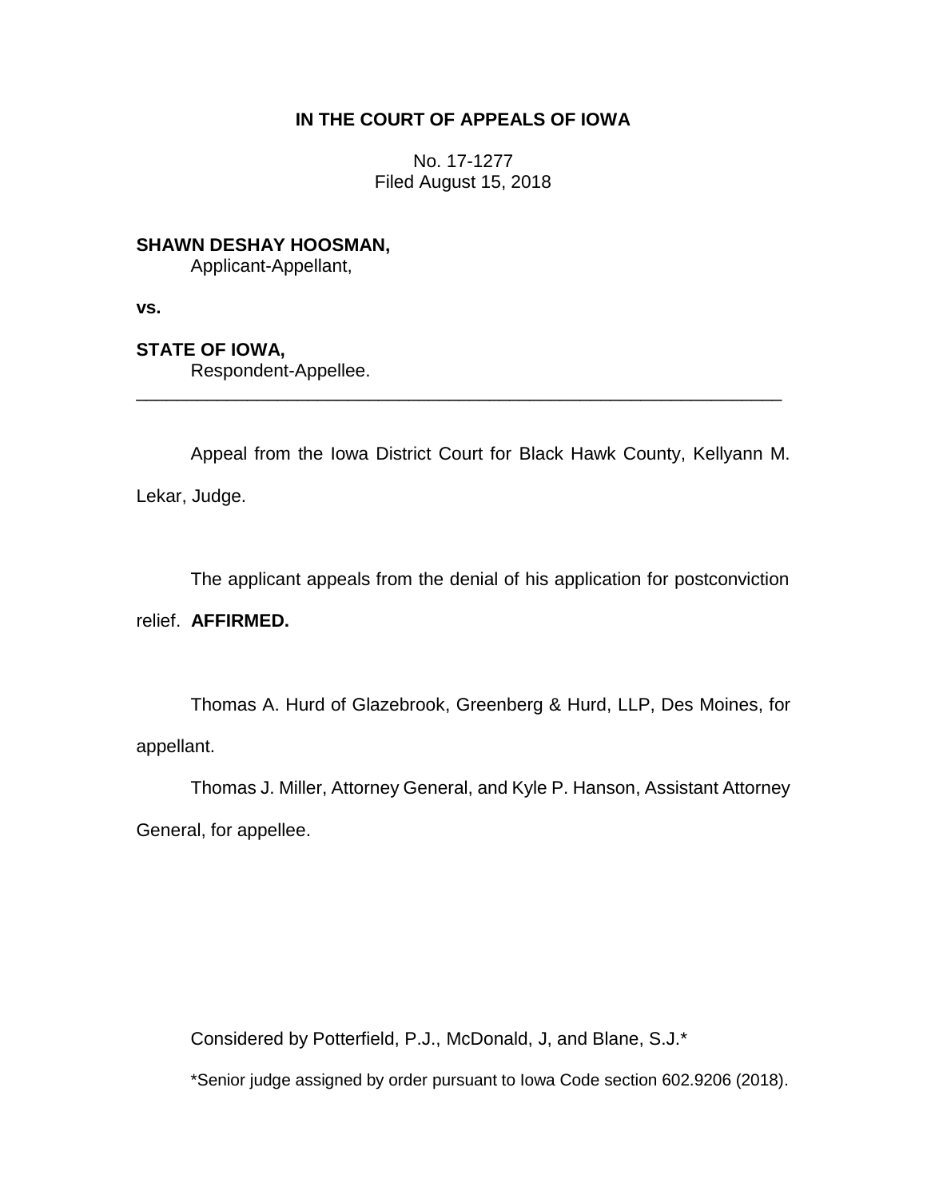**IN THE COURT OF APPEALS OF IOWA**

No. 17-1277
Filed August 15, 2018

**SHAWN DESHAY HOOSMAN,**
Applicant-Appellant,

**vs.**

**STATE OF IOWA,**
Respondent-Appellee.

---

Appeal from the Iowa District Court for Black Hawk County, Kellyann M. Lekar, Judge.

The applicant appeals from the denial of his application for postconviction relief. **AFFIRMED.**

Thomas A. Hurd of Glazebrook, Greenberg & Hurd, LLP, Des Moines, for appellant.

Thomas J. Miller, Attorney General, and Kyle P. Hanson, Assistant Attorney General, for appellee.

Considered by Potterfield, P.J., McDonald, J, and Blane, S.J.*

*Senior judge assigned by order pursuant to Iowa Code section 602.9206 (2018).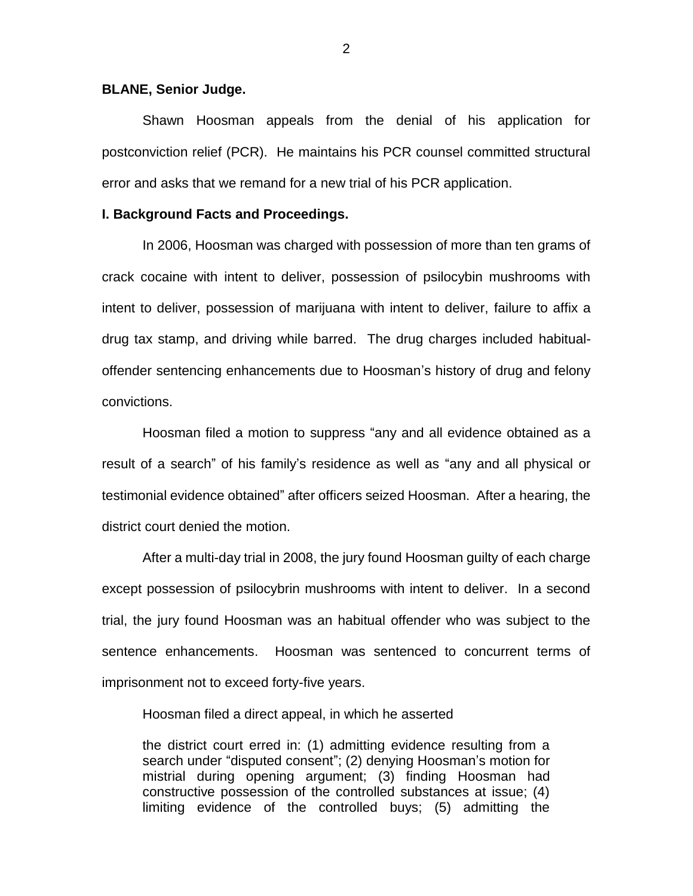**BLANE, Senior Judge.**

Shawn Hoosman appeals from the denial of his application for postconviction relief (PCR). He maintains his PCR counsel committed structural error and asks that we remand for a new trial of his PCR application.

**I. Background Facts and Proceedings.**

In 2006, Hoosman was charged with possession of more than ten grams of crack cocaine with intent to deliver, possession of psilocybin mushrooms with intent to deliver, possession of marijuana with intent to deliver, failure to affix a drug tax stamp, and driving while barred. The drug charges included habitual-offender sentencing enhancements due to Hoosman's history of drug and felony convictions.

Hoosman filed a motion to suppress "any and all evidence obtained as a result of a search" of his family's residence as well as "any and all physical or testimonial evidence obtained" after officers seized Hoosman. After a hearing, the district court denied the motion.

After a multi-day trial in 2008, the jury found Hoosman guilty of each charge except possession of psilocybrin mushrooms with intent to deliver. In a second trial, the jury found Hoosman was an habitual offender who was subject to the sentence enhancements. Hoosman was sentenced to concurrent terms of imprisonment not to exceed forty-five years.

Hoosman filed a direct appeal, in which he asserted

> the district court erred in: (1) admitting evidence resulting from a search under "disputed consent"; (2) denying Hoosman's motion for mistrial during opening argument; (3) finding Hoosman had constructive possession of the controlled substances at issue; (4) limiting evidence of the controlled buys; (5) admitting the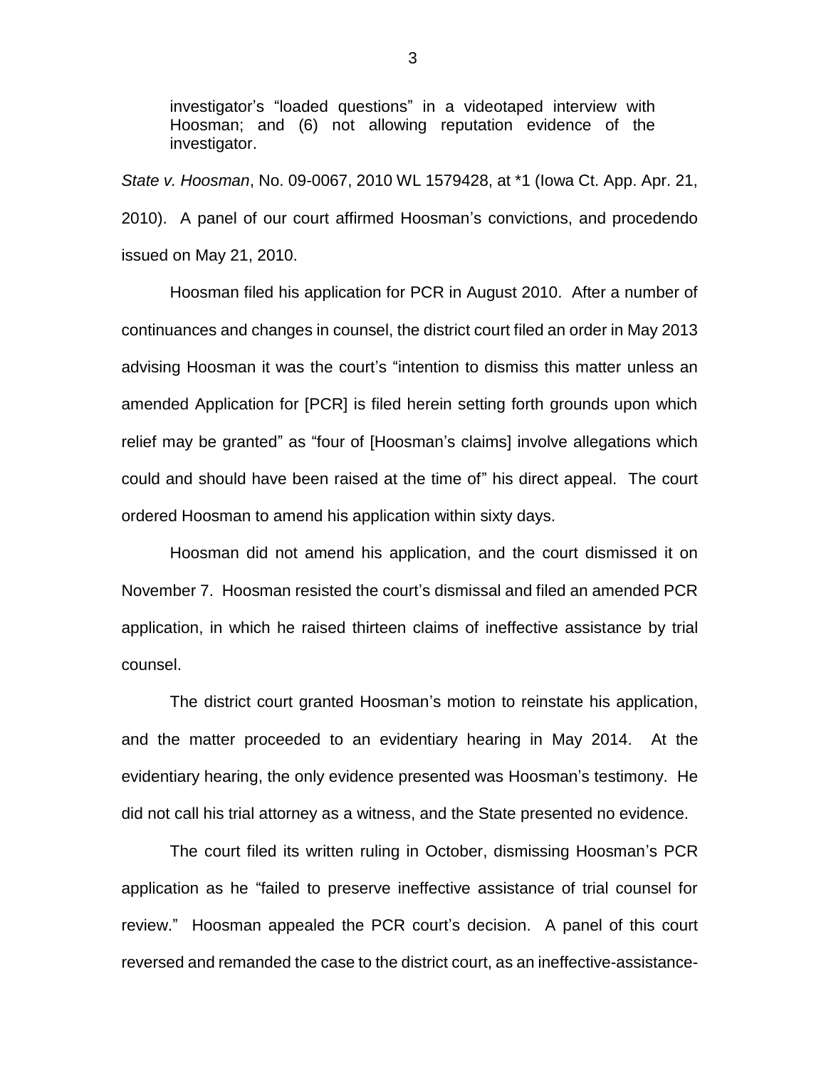> investigator's "loaded questions" in a videotaped interview with Hoosman; and (6) not allowing reputation evidence of the investigator.

*State v. Hoosman*, No. 09-0067, 2010 WL 1579428, at *1 (Iowa Ct. App. Apr. 21, 2010). A panel of our court affirmed Hoosman's convictions, and procedendo issued on May 21, 2010.

Hoosman filed his application for PCR in August 2010. After a number of continuances and changes in counsel, the district court filed an order in May 2013 advising Hoosman it was the court's "intention to dismiss this matter unless an amended Application for [PCR] is filed herein setting forth grounds upon which relief may be granted" as "four of [Hoosman's claims] involve allegations which could and should have been raised at the time of" his direct appeal. The court ordered Hoosman to amend his application within sixty days.

Hoosman did not amend his application, and the court dismissed it on November 7. Hoosman resisted the court's dismissal and filed an amended PCR application, in which he raised thirteen claims of ineffective assistance by trial counsel.

The district court granted Hoosman's motion to reinstate his application, and the matter proceeded to an evidentiary hearing in May 2014. At the evidentiary hearing, the only evidence presented was Hoosman's testimony. He did not call his trial attorney as a witness, and the State presented no evidence.

The court filed its written ruling in October, dismissing Hoosman's PCR application as he "failed to preserve ineffective assistance of trial counsel for review." Hoosman appealed the PCR court's decision. A panel of this court reversed and remanded the case to the district court, as an ineffective-assistance-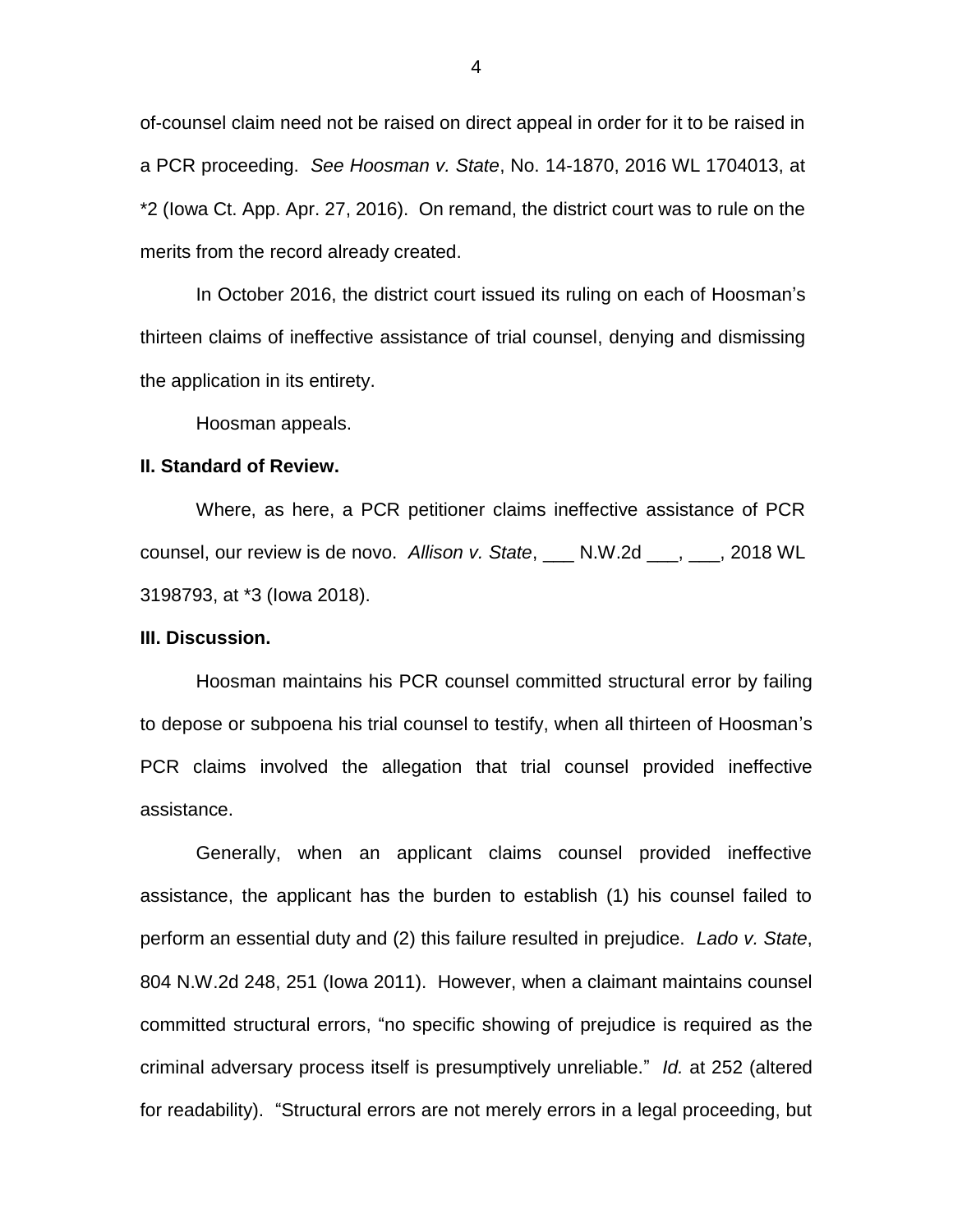of-counsel claim need not be raised on direct appeal in order for it to be raised in a PCR proceeding. *See Hoosman v. State*, No. 14-1870, 2016 WL 1704013, at *2 (Iowa Ct. App. Apr. 27, 2016). On remand, the district court was to rule on the merits from the record already created.

In October 2016, the district court issued its ruling on each of Hoosman's thirteen claims of ineffective assistance of trial counsel, denying and dismissing the application in its entirety.

Hoosman appeals.

**II. Standard of Review.**

Where, as here, a PCR petitioner claims ineffective assistance of PCR counsel, our review is de novo. *Allison v. State*, ___ N.W.2d ___, ___, 2018 WL 3198793, at *3 (Iowa 2018).

**III. Discussion.**

Hoosman maintains his PCR counsel committed structural error by failing to depose or subpoena his trial counsel to testify, when all thirteen of Hoosman's PCR claims involved the allegation that trial counsel provided ineffective assistance.

Generally, when an applicant claims counsel provided ineffective assistance, the applicant has the burden to establish (1) his counsel failed to perform an essential duty and (2) this failure resulted in prejudice. *Lado v. State*, 804 N.W.2d 248, 251 (Iowa 2011). However, when a claimant maintains counsel committed structural errors, "no specific showing of prejudice is required as the criminal adversary process itself is presumptively unreliable." *Id.* at 252 (altered for readability). "Structural errors are not merely errors in a legal proceeding, but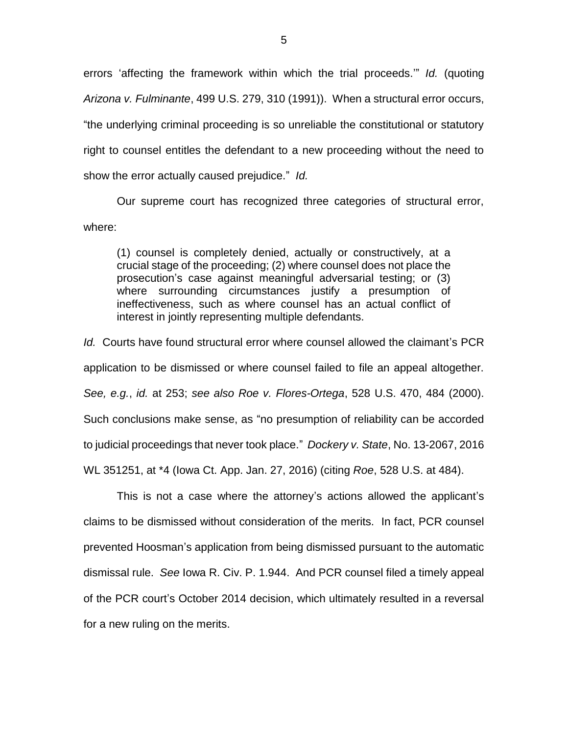errors 'affecting the framework within which the trial proceeds.'" *Id.* (quoting *Arizona v. Fulminante*, 499 U.S. 279, 310 (1991)). When a structural error occurs, "the underlying criminal proceeding is so unreliable the constitutional or statutory right to counsel entitles the defendant to a new proceeding without the need to show the error actually caused prejudice." *Id.*

Our supreme court has recognized three categories of structural error, where:

> (1) counsel is completely denied, actually or constructively, at a crucial stage of the proceeding; (2) where counsel does not place the prosecution's case against meaningful adversarial testing; or (3) where surrounding circumstances justify a presumption of ineffectiveness, such as where counsel has an actual conflict of interest in jointly representing multiple defendants.

*Id.* Courts have found structural error where counsel allowed the claimant's PCR application to be dismissed or where counsel failed to file an appeal altogether. *See, e.g.*, *id.* at 253; *see also Roe v. Flores-Ortega*, 528 U.S. 470, 484 (2000). Such conclusions make sense, as "no presumption of reliability can be accorded to judicial proceedings that never took place." *Dockery v. State*, No. 13-2067, 2016 WL 351251, at *4 (Iowa Ct. App. Jan. 27, 2016) (citing *Roe*, 528 U.S. at 484).

This is not a case where the attorney's actions allowed the applicant's claims to be dismissed without consideration of the merits. In fact, PCR counsel prevented Hoosman's application from being dismissed pursuant to the automatic dismissal rule. *See* Iowa R. Civ. P. 1.944. And PCR counsel filed a timely appeal of the PCR court's October 2014 decision, which ultimately resulted in a reversal for a new ruling on the merits.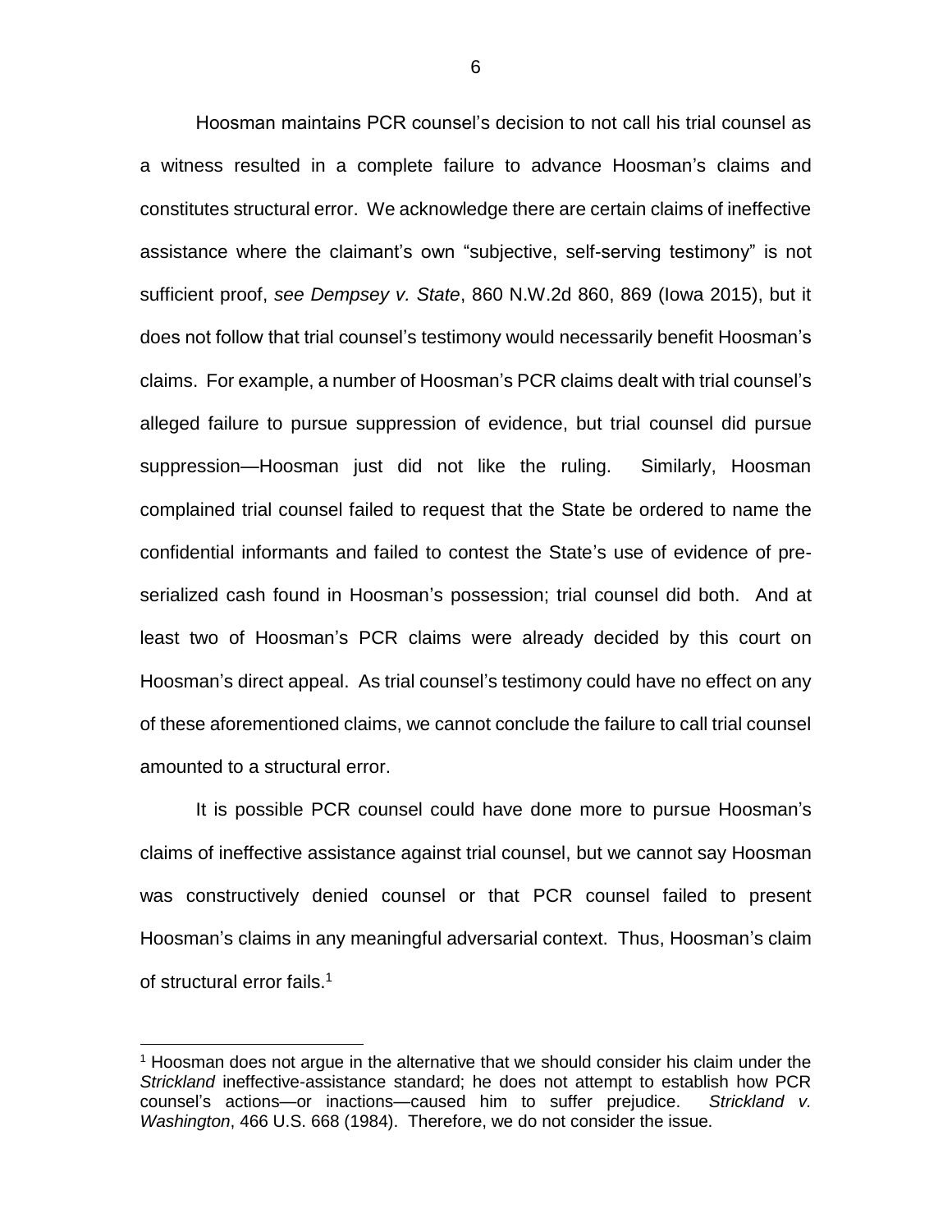Hoosman maintains PCR counsel's decision to not call his trial counsel as a witness resulted in a complete failure to advance Hoosman's claims and constitutes structural error. We acknowledge there are certain claims of ineffective assistance where the claimant's own "subjective, self-serving testimony" is not sufficient proof, *see Dempsey v. State*, 860 N.W.2d 860, 869 (Iowa 2015), but it does not follow that trial counsel's testimony would necessarily benefit Hoosman's claims. For example, a number of Hoosman's PCR claims dealt with trial counsel's alleged failure to pursue suppression of evidence, but trial counsel did pursue suppression—Hoosman just did not like the ruling. Similarly, Hoosman complained trial counsel failed to request that the State be ordered to name the confidential informants and failed to contest the State's use of evidence of pre-serialized cash found in Hoosman's possession; trial counsel did both. And at least two of Hoosman's PCR claims were already decided by this court on Hoosman's direct appeal. As trial counsel's testimony could have no effect on any of these aforementioned claims, we cannot conclude the failure to call trial counsel amounted to a structural error.

It is possible PCR counsel could have done more to pursue Hoosman's claims of ineffective assistance against trial counsel, but we cannot say Hoosman was constructively denied counsel or that PCR counsel failed to present Hoosman's claims in any meaningful adversarial context. Thus, Hoosman's claim of structural error fails.[1]

---

[1] Hoosman does not argue in the alternative that we should consider his claim under the *Strickland* ineffective-assistance standard; he does not attempt to establish how PCR counsel's actions—or inactions—caused him to suffer prejudice. *Strickland v. Washington*, 466 U.S. 668 (1984). Therefore, we do not consider the issue.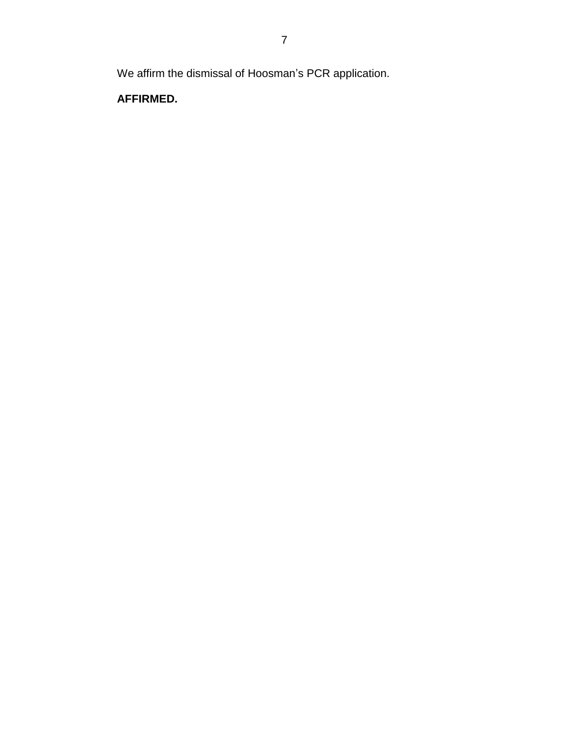We affirm the dismissal of Hoosman's PCR application.

**AFFIRMED.**